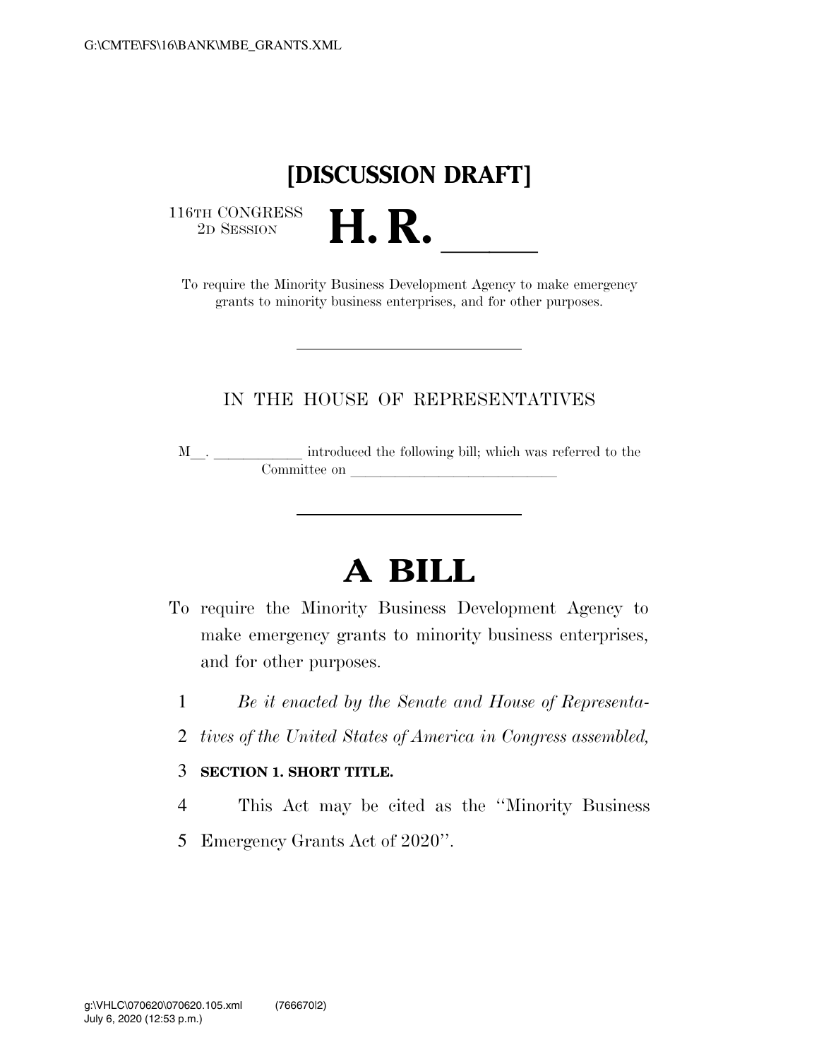G:\CMTE\FS\16\BANK\MBE_GRANTS.XML

# [DISCUSSION DRAFT]

116TH CONGRESS
2D SESSION

# H. R. \_\_\_\_\_

To require the Minority Business Development Agency to make emergency grants to minority business enterprises, and for other purposes.

---

IN THE HOUSE OF REPRESENTATIVES

M\_\_. \_\_\_\_\_\_\_\_\_\_\_\_ introduced the following bill; which was referred to the Committee on \_\_\_\_\_\_\_\_\_\_\_\_\_\_\_\_\_\_\_\_\_\_\_\_\_\_\_\_

---

# A BILL

To require the Minority Business Development Agency to make emergency grants to minority business enterprises, and for other purposes.

1 *Be it enacted by the Senate and House of Representa-*
2 *tives of the United States of America in Congress assembled,*

3 **SECTION 1. SHORT TITLE.**

4 This Act may be cited as the ''Minority Business
5 Emergency Grants Act of 2020''.

g:\VHLC\070620\070620.105.xml (766670|2)
July 6, 2020 (12:53 p.m.)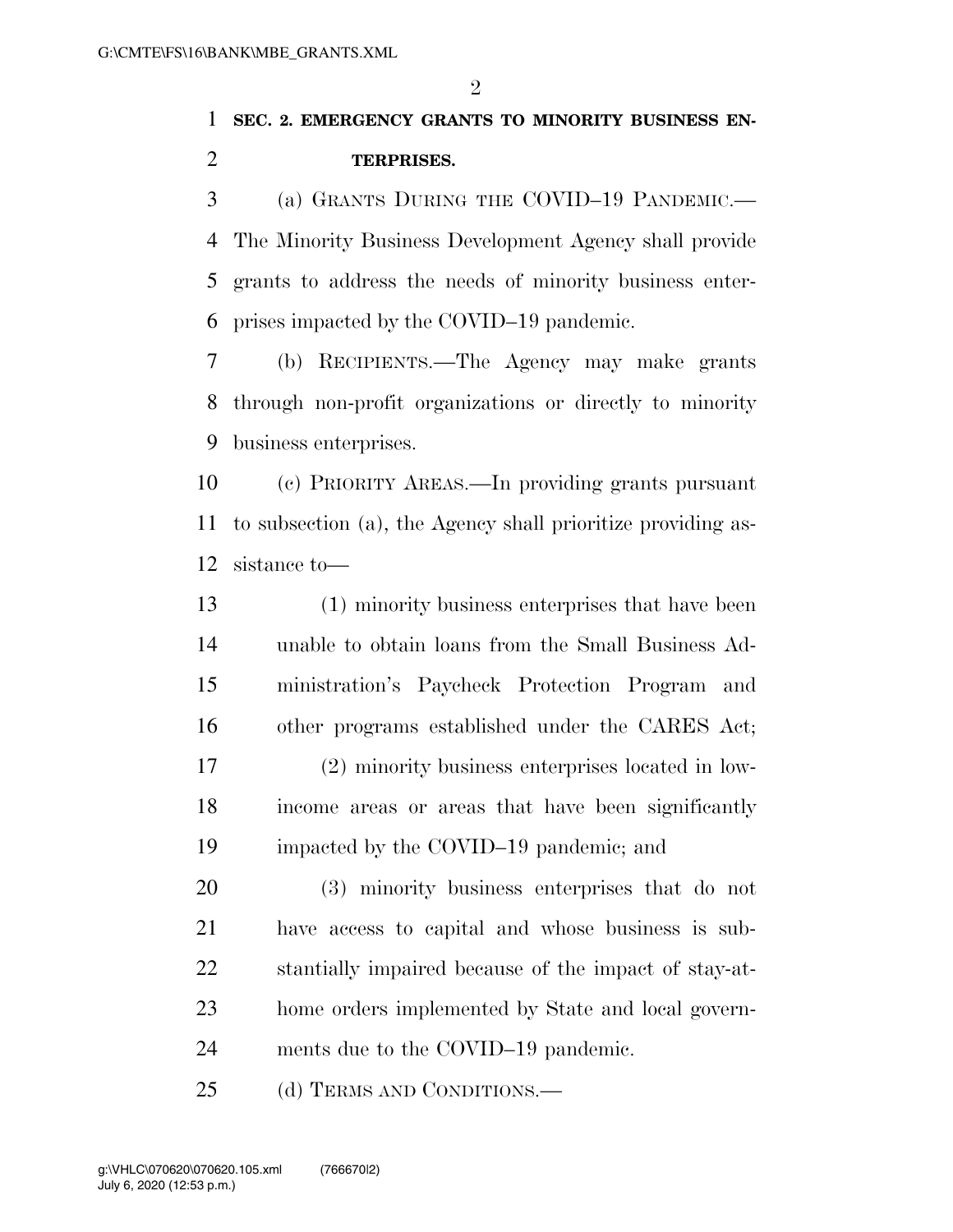**SEC. 2. EMERGENCY GRANTS TO MINORITY BUSINESS ENTERPRISES.**

(a) GRANTS DURING THE COVID–19 PANDEMIC.—The Minority Business Development Agency shall provide grants to address the needs of minority business enterprises impacted by the COVID–19 pandemic.

(b) RECIPIENTS.—The Agency may make grants through non-profit organizations or directly to minority business enterprises.

(c) PRIORITY AREAS.—In providing grants pursuant to subsection (a), the Agency shall prioritize providing assistance to—

(1) minority business enterprises that have been unable to obtain loans from the Small Business Administration's Paycheck Protection Program and other programs established under the CARES Act;

(2) minority business enterprises located in low-income areas or areas that have been significantly impacted by the COVID–19 pandemic; and

(3) minority business enterprises that do not have access to capital and whose business is substantially impaired because of the impact of stay-at-home orders implemented by State and local governments due to the COVID–19 pandemic.

(d) TERMS AND CONDITIONS.—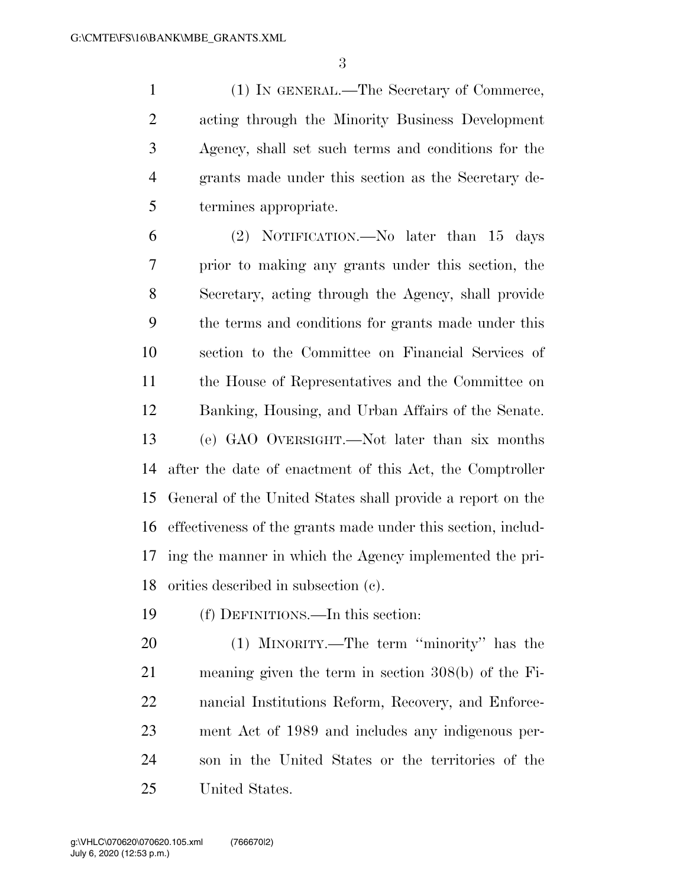(1) IN GENERAL.—The Secretary of Commerce, acting through the Minority Business Development Agency, shall set such terms and conditions for the grants made under this section as the Secretary determines appropriate.

(2) NOTIFICATION.—No later than 15 days prior to making any grants under this section, the Secretary, acting through the Agency, shall provide the terms and conditions for grants made under this section to the Committee on Financial Services of the House of Representatives and the Committee on Banking, Housing, and Urban Affairs of the Senate.

(e) GAO OVERSIGHT.—Not later than six months after the date of enactment of this Act, the Comptroller General of the United States shall provide a report on the effectiveness of the grants made under this section, including the manner in which the Agency implemented the priorities described in subsection (c).

(f) DEFINITIONS.—In this section:

(1) MINORITY.—The term ''minority'' has the meaning given the term in section 308(b) of the Financial Institutions Reform, Recovery, and Enforcement Act of 1989 and includes any indigenous person in the United States or the territories of the United States.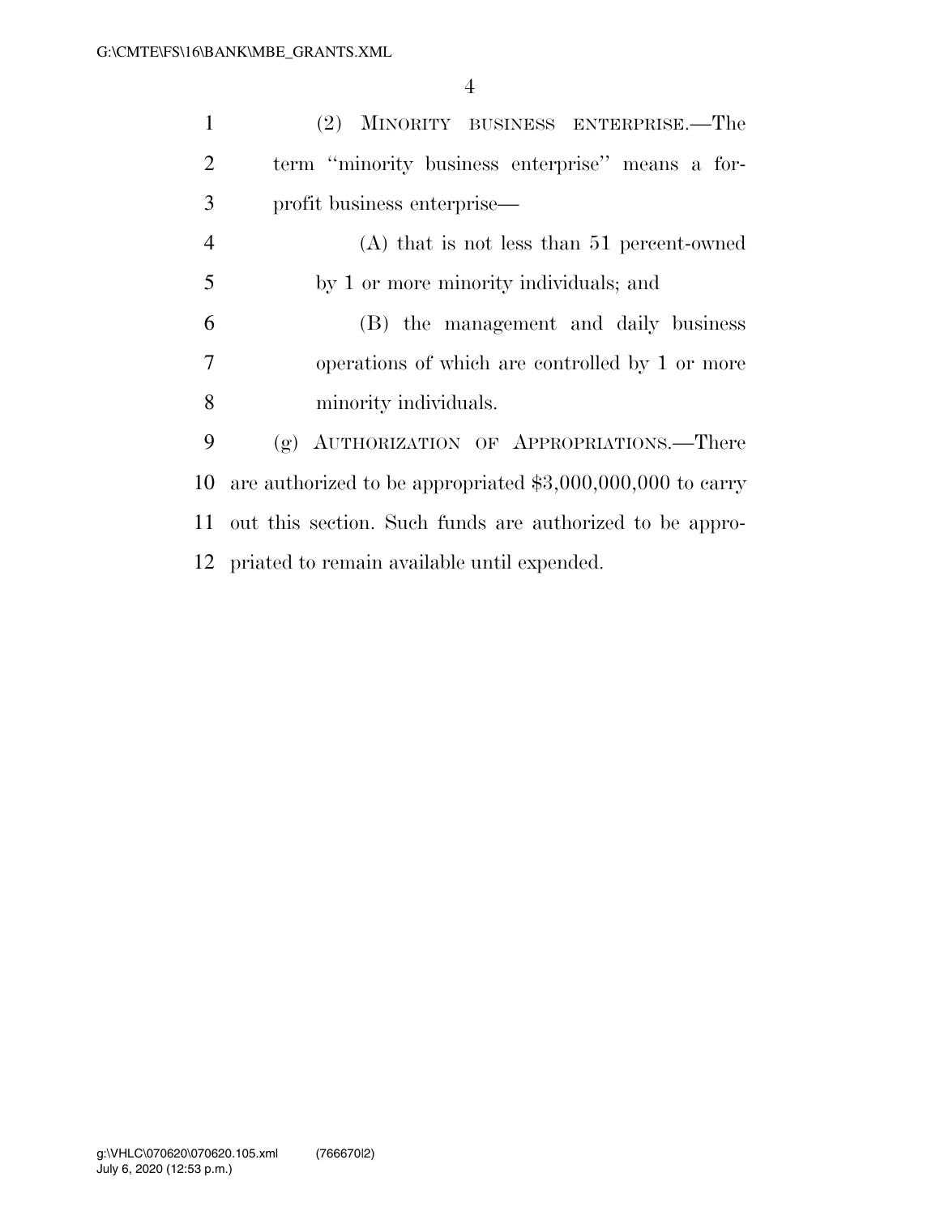(2) MINORITY BUSINESS ENTERPRISE.—The term ''minority business enterprise'' means a for-profit business enterprise—

(A) that is not less than 51 percent-owned by 1 or more minority individuals; and

(B) the management and daily business operations of which are controlled by 1 or more minority individuals.

(g) AUTHORIZATION OF APPROPRIATIONS.—There are authorized to be appropriated $3,000,000,000 to carry out this section. Such funds are authorized to be appropriated to remain available until expended.